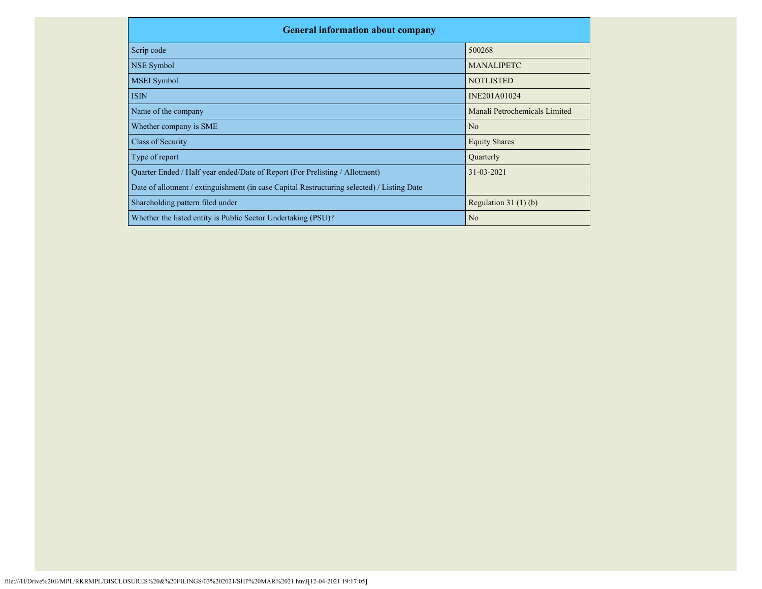| General information about company | |
|---|---|
| Scrip code | 500268 |
| NSE Symbol | MANALIPETC |
| MSEI Symbol | NOTLISTED |
| ISIN | INE201A01024 |
| Name of the company | Manali Petrochemicals Limited |
| Whether company is SME | No |
| Class of Security | Equity Shares |
| Type of report | Quarterly |
| Quarter Ended / Half year ended/Date of Report (For Prelisting / Allotment) | 31-03-2021 |
| Date of allotment / extinguishment (in case Capital Restructuring selected) / Listing Date | |
| Shareholding pattern filed under | Regulation 31 (1) (b) |
| Whether the listed entity is Public Sector Undertaking (PSU)? | No |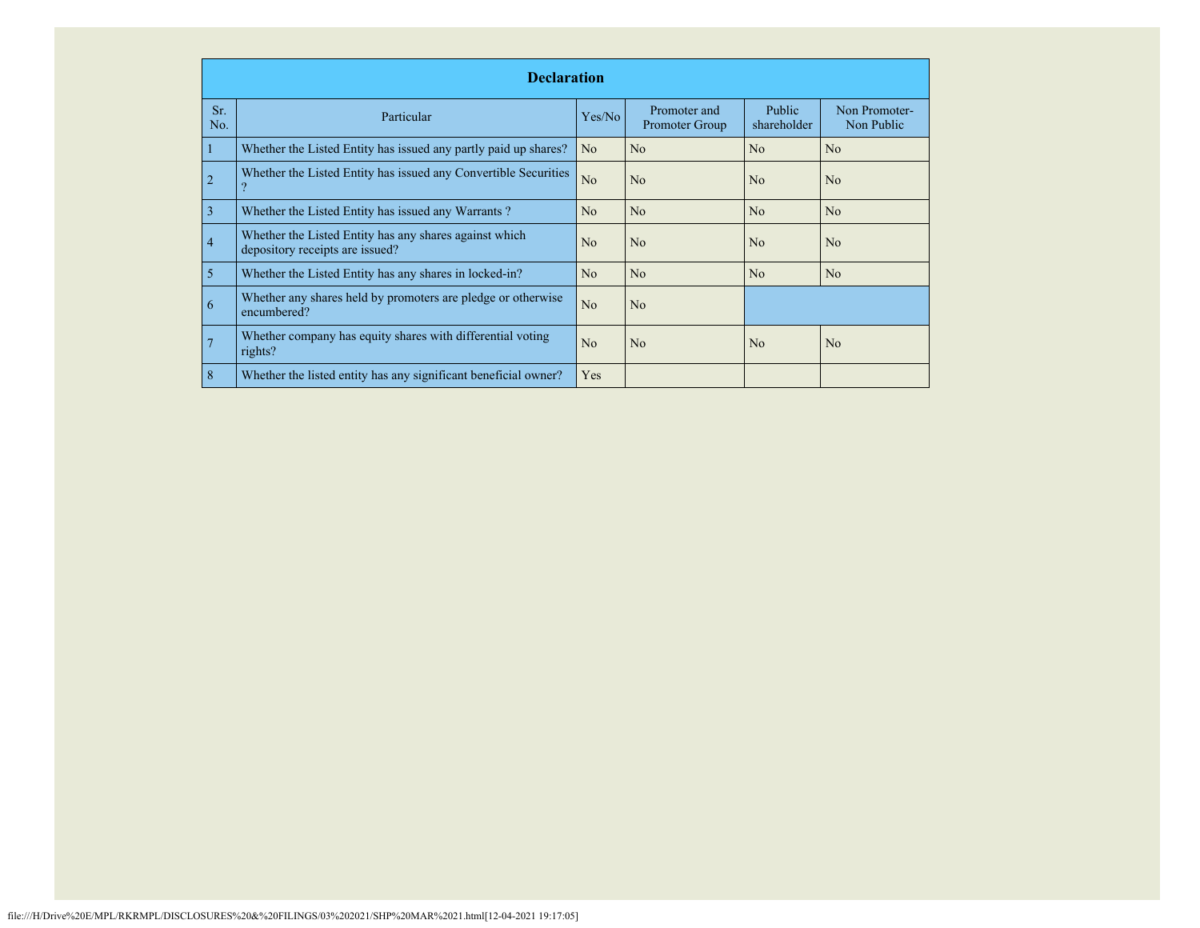| Declaration | | | | | |
|---|---|---|---|---|---|
| Sr. No. | Particular | Yes/No | Promoter and Promoter Group | Public shareholder | Non Promoter- Non Public |
| 1 | Whether the Listed Entity has issued any partly paid up shares? | No | No | No | No |
| 2 | Whether the Listed Entity has issued any Convertible Securities ? | No | No | No | No |
| 3 | Whether the Listed Entity has issued any Warrants ? | No | No | No | No |
| 4 | Whether the Listed Entity has any shares against which depository receipts are issued? | No | No | No | No |
| 5 | Whether the Listed Entity has any shares in locked-in? | No | No | No | No |
| 6 | Whether any shares held by promoters are pledge or otherwise encumbered? | No | No | | |
| 7 | Whether company has equity shares with differential voting rights? | No | No | No | No |
| 8 | Whether the listed entity has any significant beneficial owner? | Yes | | | |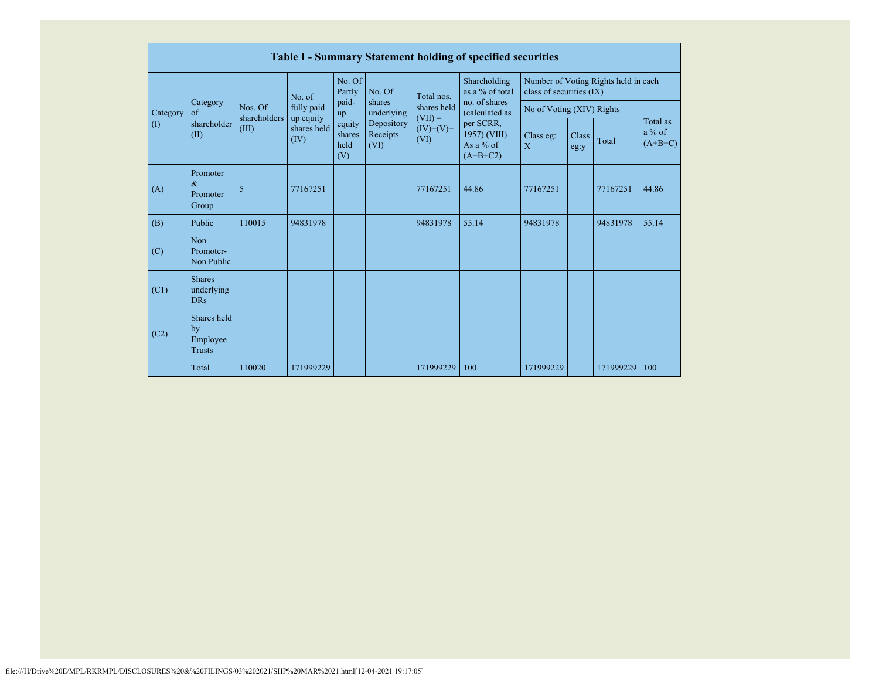| Table I - Summary Statement holding of specified securities | | | | | | | | | | | | |
|---|---|---|---|---|---|---|---|---|---|---|---|---|
| Category (I) | Category of shareholder (II) | Nos. Of shareholders (III) | No. of fully paid up equity shares held (IV) | No. Of Partly paid-up equity shares held (V) | No. Of shares underlying Depository Receipts (VI) | Total nos. shares held (VII) = (IV)+(V)+ (VI) | Shareholding as a % of total no. of shares (calculated as per SCRR, 1957) (VIII) As a % of (A+B+C2) | Number of Voting Rights held in each class of securities (IX) | | | |
| | | | | | | | | No of Voting (XIV) Rights | | | Total as a % of (A+B+C) |
| | | | | | | | | Class eg: X | Class eg:y | Total | |
| (A) | Promoter & Promoter Group | 5 | 77167251 | | | 77167251 | 44.86 | 77167251 | | 77167251 | 44.86 |
| (B) | Public | 110015 | 94831978 | | | 94831978 | 55.14 | 94831978 | | 94831978 | 55.14 |
| (C) | Non Promoter- Non Public | | | | | | | | | | |
| (C1) | Shares underlying DRs | | | | | | | | | | |
| (C2) | Shares held by Employee Trusts | | | | | | | | | | |
| | Total | 110020 | 171999229 | | | 171999229 | 100 | 171999229 | | 171999229 | 100 |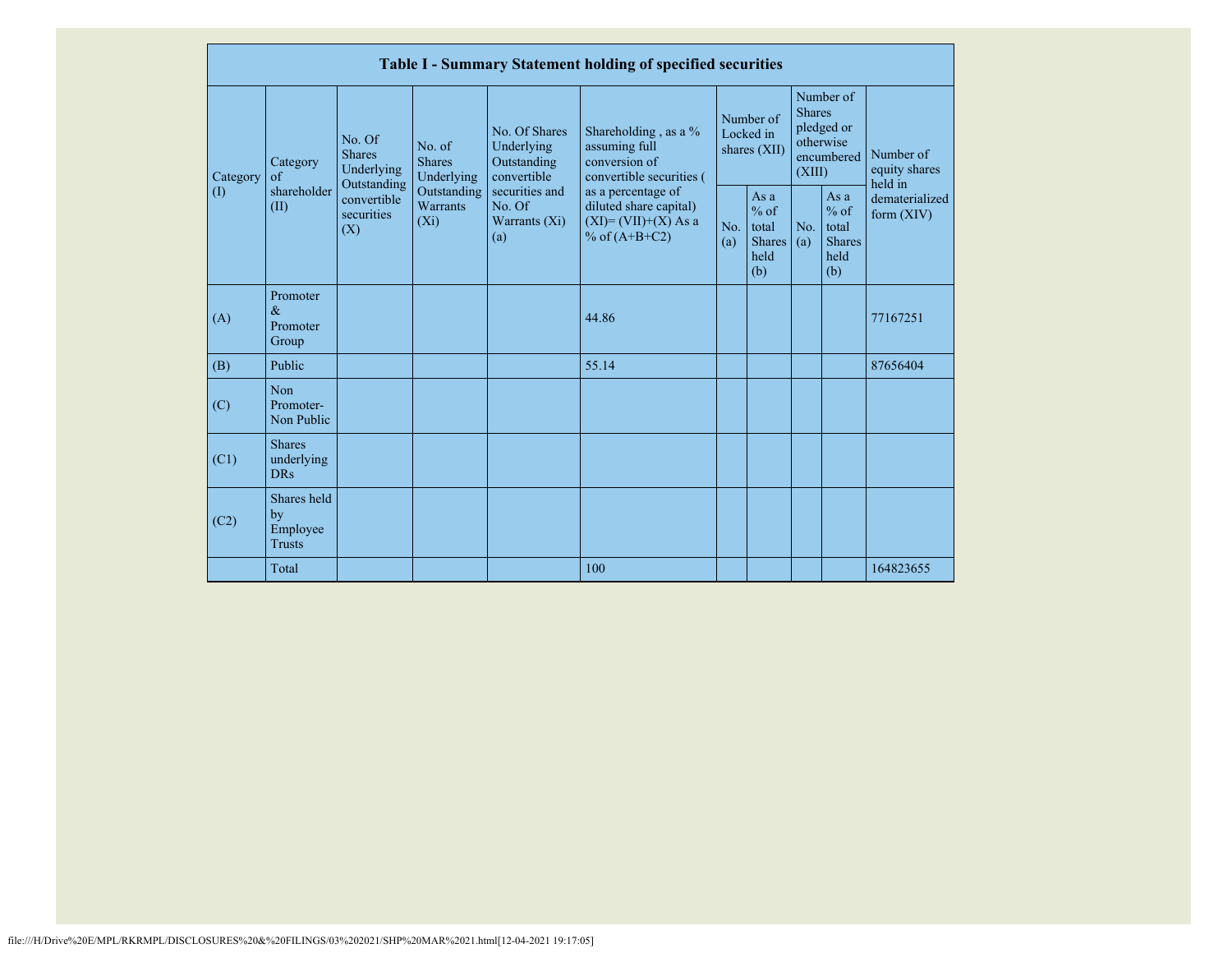## Table I - Summary Statement holding of specified securities

| Category (I) | Category of shareholder (II) | No. Of Shares Underlying Outstanding convertible securities (X) | No. of Shares Underlying Outstanding Warrants (Xi) | No. Of Shares Underlying Outstanding convertible securities and No. Of Warrants (Xi) (a) | Shareholding , as a % assuming full conversion of convertible securities ( as a percentage of diluted share capital) (XI)= (VII)+(X) As a % of (A+B+C2) | Number of Locked in shares (XII) | | Number of Shares pledged or otherwise encumbered (XIII) | | Number of equity shares held in dematerialized form (XIV) |
|---|---|---|---|---|---|---|---|---|---|---|
| | | | | | | No. (a) | As a % of total Shares held (b) | No. (a) | As a % of total Shares held (b) | |
| (A) | Promoter & Promoter Group | | | | 44.86 | | | | | 77167251 |
| (B) | Public | | | | 55.14 | | | | | 87656404 |
| (C) | Non Promoter- Non Public | | | | | | | | | |
| (C1) | Shares underlying DRs | | | | | | | | | |
| (C2) | Shares held by Employee Trusts | | | | | | | | | |
| | Total | | | | 100 | | | | | 164823655 |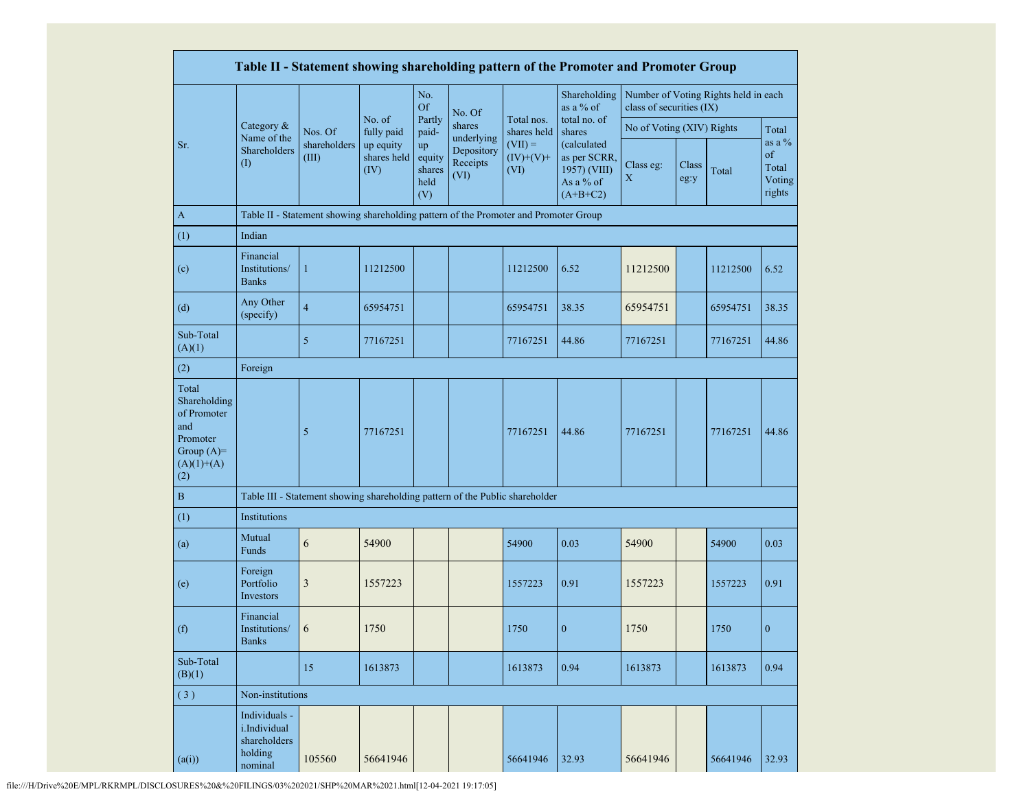| Table II - Statement showing shareholding pattern of the Promoter and Promoter Group | | | | | | | | | | | |
|---|---|---|---|---|---|---|---|---|---|---|---|
| Sr. | Category & Name of the Shareholders (I) | Nos. Of shareholders (III) | No. of fully paid up equity shares held (IV) | No. Of Partly paid-up equity shares held (V) | No. Of shares underlying Depository Receipts (VI) | Total nos. shares held (VII) = (IV)+(V)+ (VI) | Shareholding as a % of total no. of shares (calculated as per SCRR, 1957) (VIII) As a % of (A+B+C2) | Number of Voting Rights held in each class of securities (IX) | | | |
| | | | | | | | | No of Voting (XIV) Rights | | | Total as a % of Total Voting rights |
| | | | | | | | | Class eg: X | Class eg:y | Total | |
| A | Table II - Statement showing shareholding pattern of the Promoter and Promoter Group | | | | | | | | | | |
| (1) | Indian | | | | | | | | | | |
| (c) | Financial Institutions/ Banks | 1 | 11212500 | | | 11212500 | 6.52 | 11212500 | | 11212500 | 6.52 |
| (d) | Any Other (specify) | 4 | 65954751 | | | 65954751 | 38.35 | 65954751 | | 65954751 | 38.35 |
| Sub-Total (A)(1) | | 5 | 77167251 | | | 77167251 | 44.86 | 77167251 | | 77167251 | 44.86 |
| (2) | Foreign | | | | | | | | | | |
| Total Shareholding of Promoter and Promoter Group (A)= (A)(1)+(A)(2) | | 5 | 77167251 | | | 77167251 | 44.86 | 77167251 | | 77167251 | 44.86 |
| B | Table III - Statement showing shareholding pattern of the Public shareholder | | | | | | | | | | |
| (1) | Institutions | | | | | | | | | | |
| (a) | Mutual Funds | 6 | 54900 | | | 54900 | 0.03 | 54900 | | 54900 | 0.03 |
| (e) | Foreign Portfolio Investors | 3 | 1557223 | | | 1557223 | 0.91 | 1557223 | | 1557223 | 0.91 |
| (f) | Financial Institutions/ Banks | 6 | 1750 | | | 1750 | 0 | 1750 | | 1750 | 0 |
| Sub-Total (B)(1) | | 15 | 1613873 | | | 1613873 | 0.94 | 1613873 | | 1613873 | 0.94 |
| (3) | Non-institutions | | | | | | | | | | |
| (a(i)) | Individuals - i.Individual shareholders holding nominal | 105560 | 56641946 | | | 56641946 | 32.93 | 56641946 | | 56641946 | 32.93 |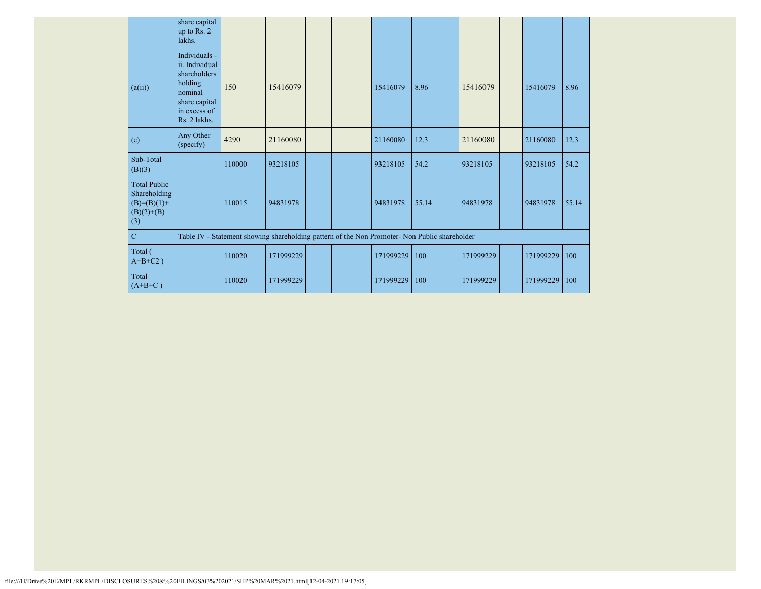| | share capital up to Rs. 2 lakhs. | | | | | | | | | | |
|---|---|---|---|---|---|---|---|---|---|---|---|
| (a(ii)) | Individuals - ii. Individual shareholders holding nominal share capital in excess of Rs. 2 lakhs. | 150 | 15416079 | | | 15416079 | 8.96 | 15416079 | | 15416079 | 8.96 |
| (e) | Any Other (specify) | 4290 | 21160080 | | | 21160080 | 12.3 | 21160080 | | 21160080 | 12.3 |
| Sub-Total (B)(3) | | 110000 | 93218105 | | | 93218105 | 54.2 | 93218105 | | 93218105 | 54.2 |
| Total Public Shareholding (B)=(B)(1)+(B)(2)+(B)(3) | | 110015 | 94831978 | | | 94831978 | 55.14 | 94831978 | | 94831978 | 55.14 |
| C | Table IV - Statement showing shareholding pattern of the Non Promoter- Non Public shareholder | | | | | | | | | | |
| Total ( A+B+C2 ) | | 110020 | 171999229 | | | 171999229 | 100 | 171999229 | | 171999229 | 100 |
| Total (A+B+C ) | | 110020 | 171999229 | | | 171999229 | 100 | 171999229 | | 171999229 | 100 |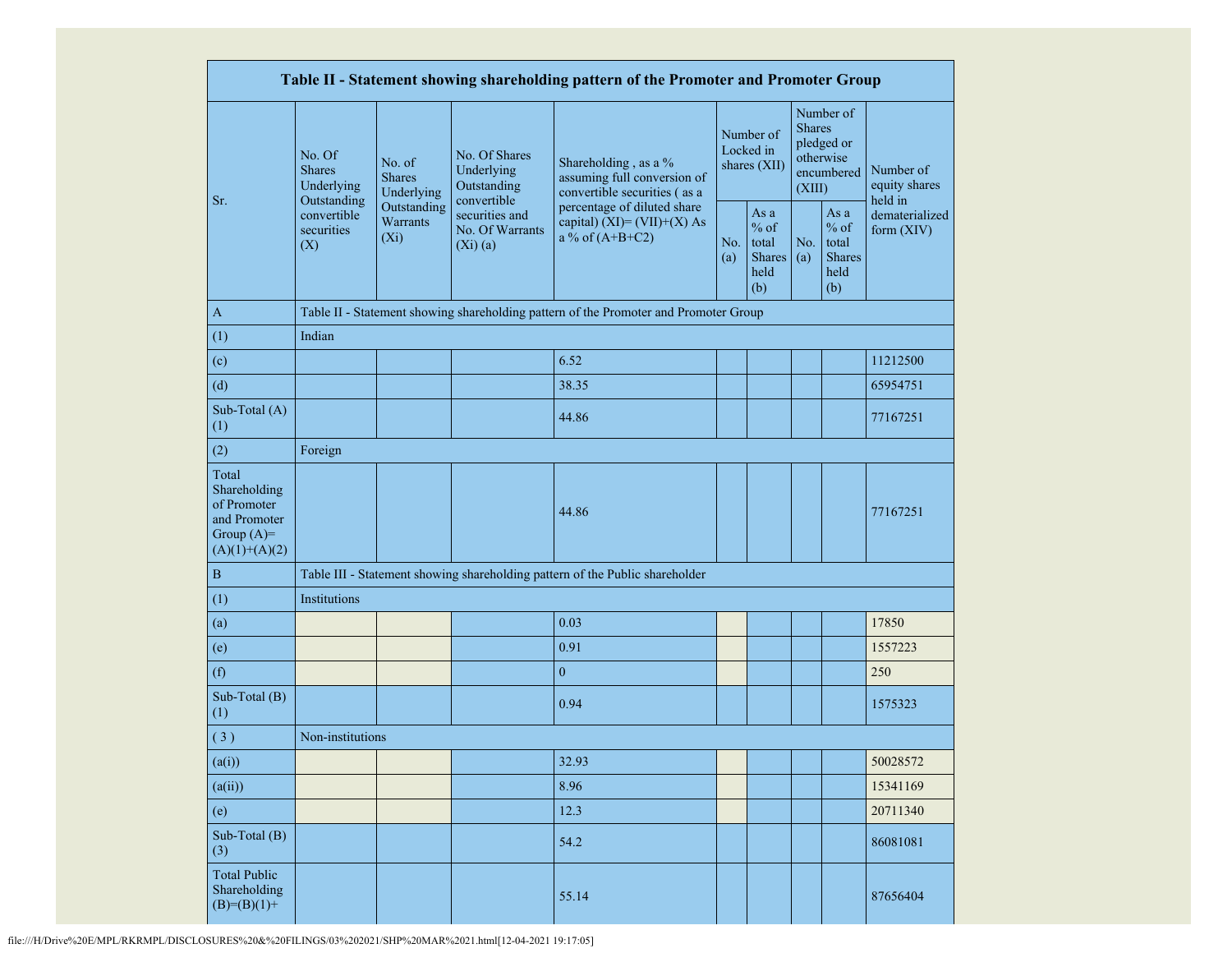| Table II - Statement showing shareholding pattern of the Promoter and Promoter Group | | | | | | | | | |
|---|---|---|---|---|---|---|---|---|---|
| Sr. | No. Of Shares Underlying Outstanding convertible securities (X) | No. of Shares Underlying Outstanding Warrants (Xi) | No. Of Shares Underlying Outstanding convertible securities and No. Of Warrants (Xi) (a) | Shareholding , as a % assuming full conversion of convertible securities ( as a percentage of diluted share capital) (XI)= (VII)+(X) As a % of (A+B+C2) | Number of Locked in shares (XII) | | Number of Shares pledged or otherwise encumbered (XIII) | | Number of equity shares held in dematerialized form (XIV) |
| | | | | | No. (a) | As a % of total Shares held (b) | No. (a) | As a % of total Shares held (b) | |
| A | Table II - Statement showing shareholding pattern of the Promoter and Promoter Group | | | | | | | | |
| (1) | Indian | | | | | | | | |
| (c) | | | | 6.52 | | | | | 11212500 |
| (d) | | | | 38.35 | | | | | 65954751 |
| Sub-Total (A) (1) | | | | 44.86 | | | | | 77167251 |
| (2) | Foreign | | | | | | | | |
| Total Shareholding of Promoter and Promoter Group (A)=(A)(1)+(A)(2) | | | | 44.86 | | | | | 77167251 |
| B | Table III - Statement showing shareholding pattern of the Public shareholder | | | | | | | | |
| (1) | Institutions | | | | | | | | |
| (a) | | | | 0.03 | | | | | 17850 |
| (e) | | | | 0.91 | | | | | 1557223 |
| (f) | | | | 0 | | | | | 250 |
| Sub-Total (B) (1) | | | | 0.94 | | | | | 1575323 |
| ( 3 ) | Non-institutions | | | | | | | | |
| (a(i)) | | | | 32.93 | | | | | 50028572 |
| (a(ii)) | | | | 8.96 | | | | | 15341169 |
| (e) | | | | 12.3 | | | | | 20711340 |
| Sub-Total (B) (3) | | | | 54.2 | | | | | 86081081 |
| Total Public Shareholding (B)=(B)(1)+ | | | | 55.14 | | | | | 87656404 |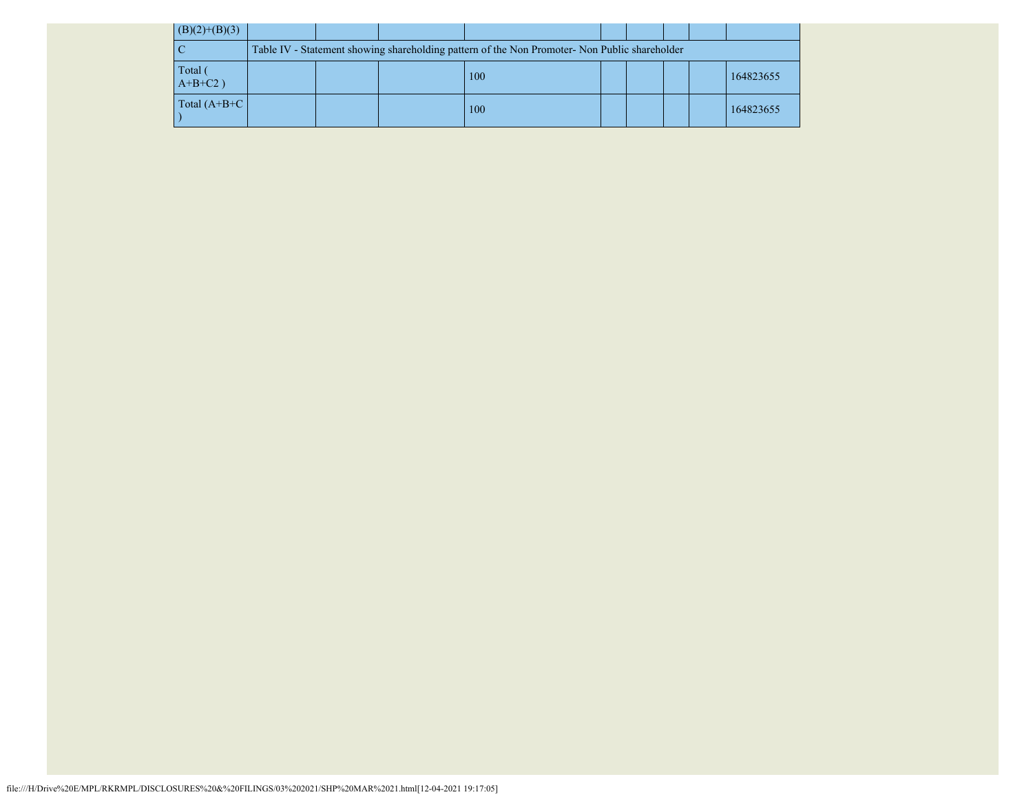| (B)(2)+(B)(3) | | | | | | | | |
|---|---|---|---|---|---|---|---|---|
| C | Table IV - Statement showing shareholding pattern of the Non Promoter- Non Public shareholder | | | | | | | |
| Total ( A+B+C2 ) | | | 100 | | | | | 164823655 |
| Total (A+B+C ) | | | 100 | | | | | 164823655 |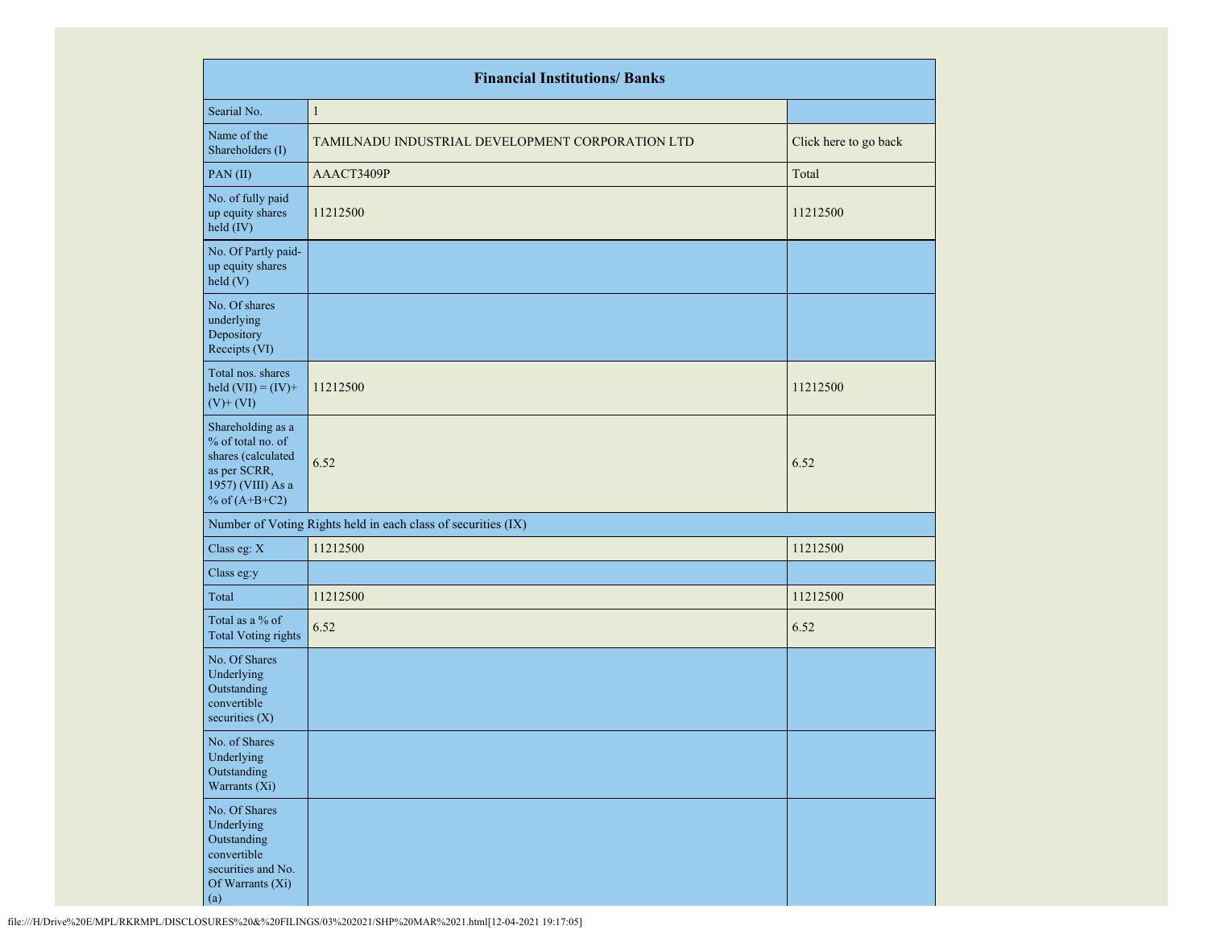| Financial Institutions/ Banks | | |
|---|---|---|
| Searial No. | 1 | |
| Name of the Shareholders (I) | TAMILNADU INDUSTRIAL DEVELOPMENT CORPORATION LTD | Click here to go back |
| PAN (II) | AAACT3409P | Total |
| No. of fully paid up equity shares held (IV) | 11212500 | 11212500 |
| No. Of Partly paid-up equity shares held (V) | | |
| No. Of shares underlying Depository Receipts (VI) | | |
| Total nos. shares held (VII) = (IV)+ (V)+ (VI) | 11212500 | 11212500 |
| Shareholding as a % of total no. of shares (calculated as per SCRR, 1957) (VIII) As a % of (A+B+C2) | 6.52 | 6.52 |
| Number of Voting Rights held in each class of securities (IX) | | |
| Class eg: X | 11212500 | 11212500 |
| Class eg:y | | |
| Total | 11212500 | 11212500 |
| Total as a % of Total Voting rights | 6.52 | 6.52 |
| No. Of Shares Underlying Outstanding convertible securities (X) | | |
| No. of Shares Underlying Outstanding Warrants (Xi) | | |
| No. Of Shares Underlying Outstanding convertible securities and No. Of Warrants (Xi) (a) | | |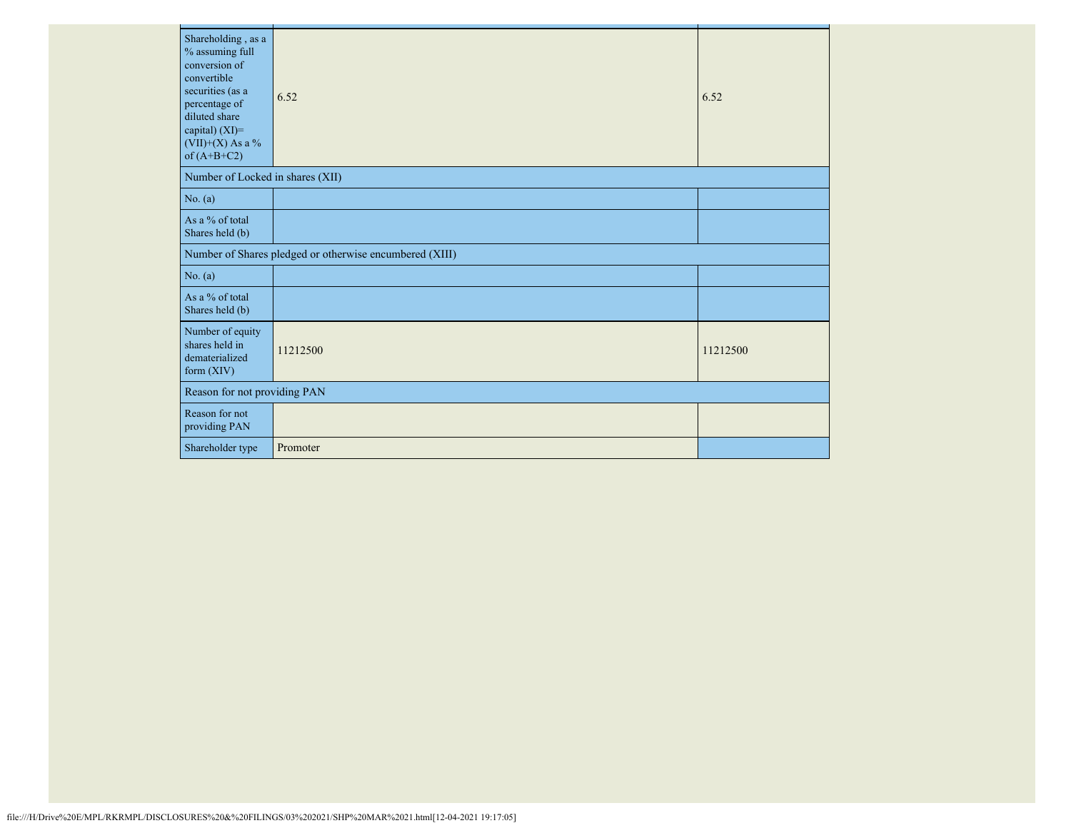| | | |
|---|---|---|
| Shareholding , as a % assuming full conversion of convertible securities (as a percentage of diluted share capital) (XI)= (VII)+(X) As a % of (A+B+C2) | 6.52 | 6.52 |
| Number of Locked in shares (XII) | | |
| No. (a) | | |
| As a % of total Shares held (b) | | |
| Number of Shares pledged or otherwise encumbered (XIII) | | |
| No. (a) | | |
| As a % of total Shares held (b) | | |
| Number of equity shares held in dematerialized form (XIV) | 11212500 | 11212500 |
| Reason for not providing PAN | | |
| Reason for not providing PAN | | |
| Shareholder type | Promoter | |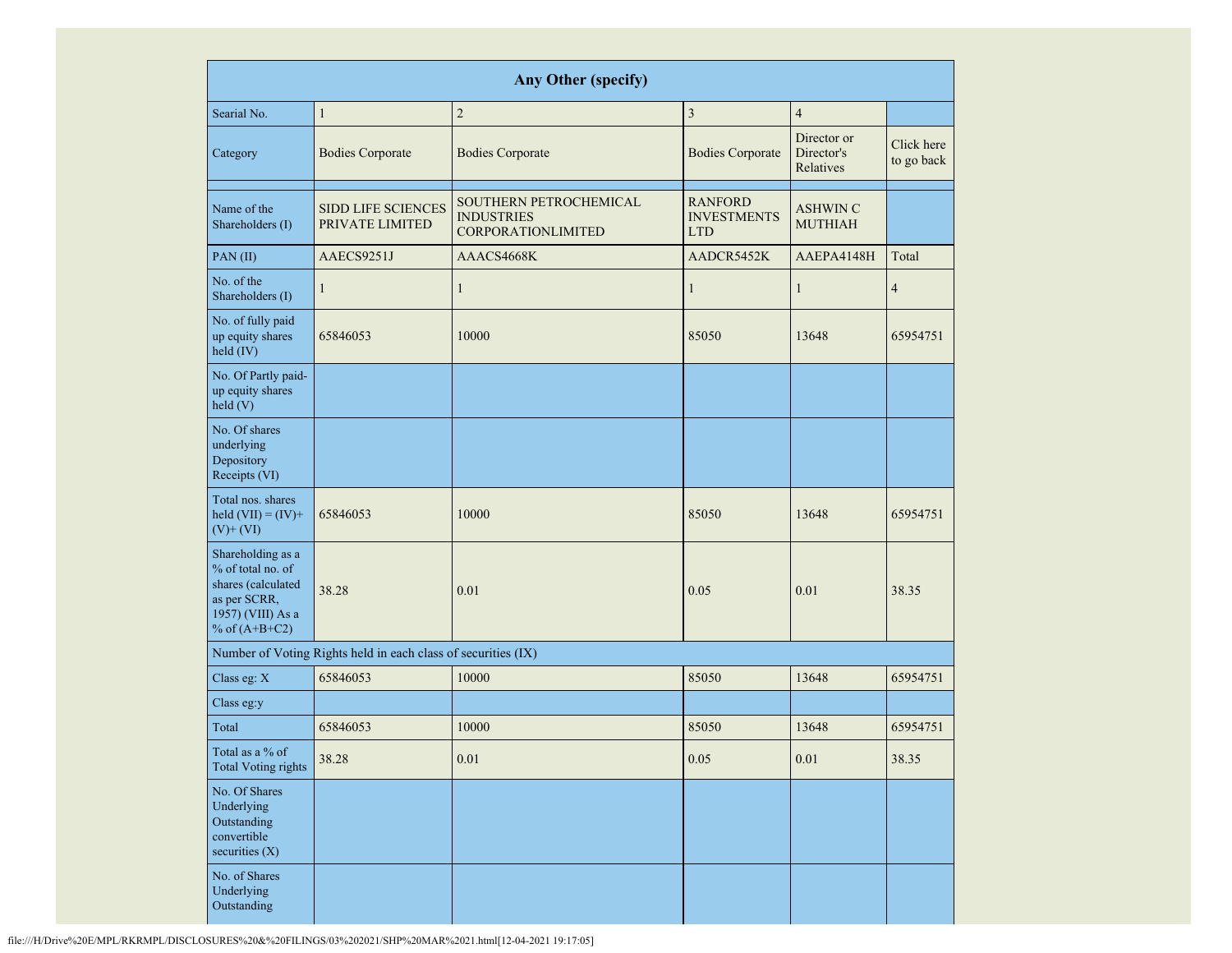| Any Other (specify) | | | | | |
|---|---|---|---|---|---|
| Searial No. | 1 | 2 | 3 | 4 | |
| Category | Bodies Corporate | Bodies Corporate | Bodies Corporate | Director or Director's Relatives | Click here to go back |
| | | | | | |
| Name of the Shareholders (I) | SIDD LIFE SCIENCES PRIVATE LIMITED | SOUTHERN PETROCHEMICAL INDUSTRIES CORPORATIONLIMITED | RANFORD INVESTMENTS LTD | ASHWIN C MUTHIAH | |
| PAN (II) | AAECS9251J | AAACS4668K | AADCR5452K | AAEPA4148H | Total |
| No. of the Shareholders (I) | 1 | 1 | 1 | 1 | 4 |
| No. of fully paid up equity shares held (IV) | 65846053 | 10000 | 85050 | 13648 | 65954751 |
| No. Of Partly paid-up equity shares held (V) | | | | | |
| No. Of shares underlying Depository Receipts (VI) | | | | | |
| Total nos. shares held (VII) = (IV)+(V)+ (VI) | 65846053 | 10000 | 85050 | 13648 | 65954751 |
| Shareholding as a % of total no. of shares (calculated as per SCRR, 1957) (VIII) As a % of (A+B+C2) | 38.28 | 0.01 | 0.05 | 0.01 | 38.35 |
| Number of Voting Rights held in each class of securities (IX) | | | | | |
| Class eg: X | 65846053 | 10000 | 85050 | 13648 | 65954751 |
| Class eg:y | | | | | |
| Total | 65846053 | 10000 | 85050 | 13648 | 65954751 |
| Total as a % of Total Voting rights | 38.28 | 0.01 | 0.05 | 0.01 | 38.35 |
| No. Of Shares Underlying Outstanding convertible securities (X) | | | | | |
| No. of Shares Underlying Outstanding | | | | | |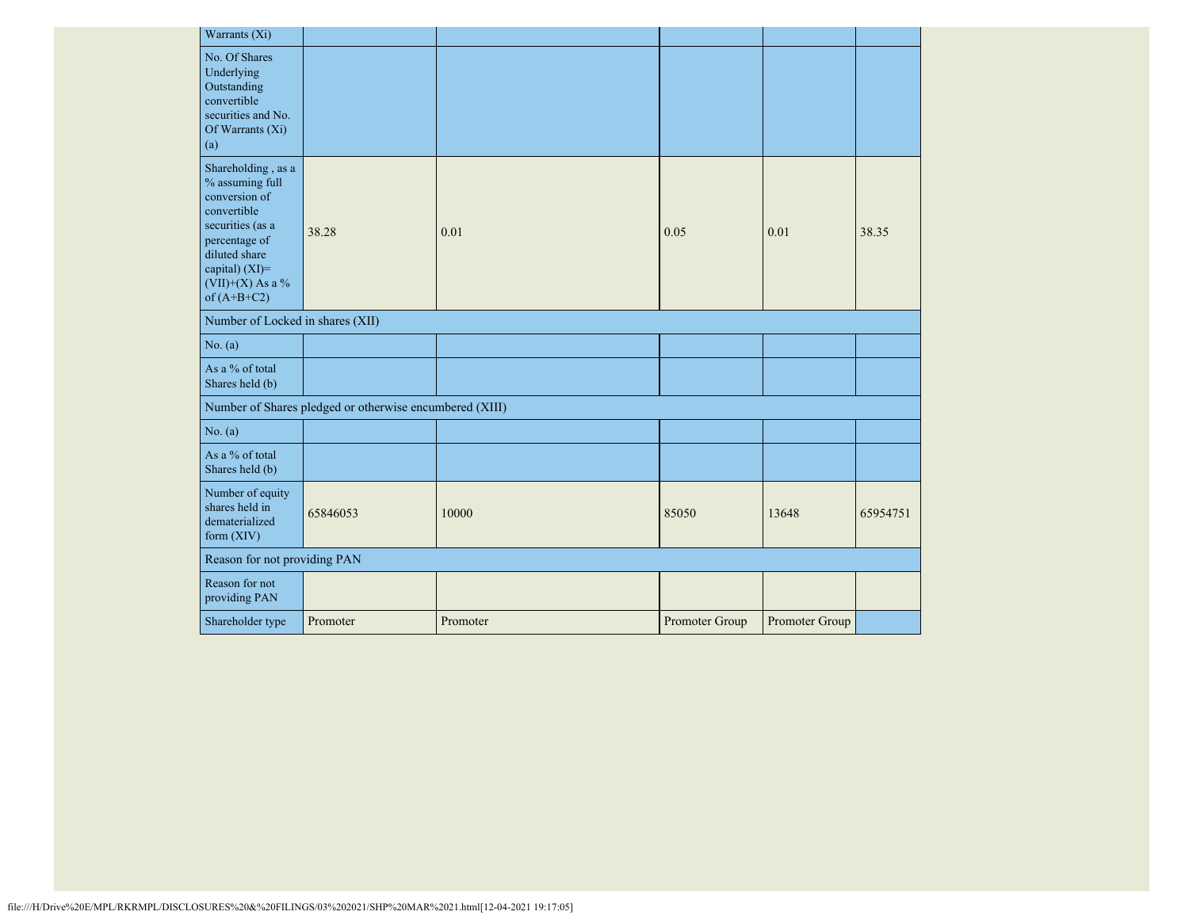| Warrants (Xi) | | | | | |
|---|---|---|---|---|---|
| No. Of Shares Underlying Outstanding convertible securities and No. Of Warrants (Xi) (a) | | | | | |
| Shareholding , as a % assuming full conversion of convertible securities (as a percentage of diluted share capital) (XI)= (VII)+(X) As a % of (A+B+C2) | 38.28 | 0.01 | 0.05 | 0.01 | 38.35 |
| Number of Locked in shares (XII) | | | | | |
| No. (a) | | | | | |
| As a % of total Shares held (b) | | | | | |
| Number of Shares pledged or otherwise encumbered (XIII) | | | | | |
| No. (a) | | | | | |
| As a % of total Shares held (b) | | | | | |
| Number of equity shares held in dematerialized form (XIV) | 65846053 | 10000 | 85050 | 13648 | 65954751 |
| Reason for not providing PAN | | | | | |
| Reason for not providing PAN | | | | | |
| Shareholder type | Promoter | Promoter | Promoter Group | Promoter Group | |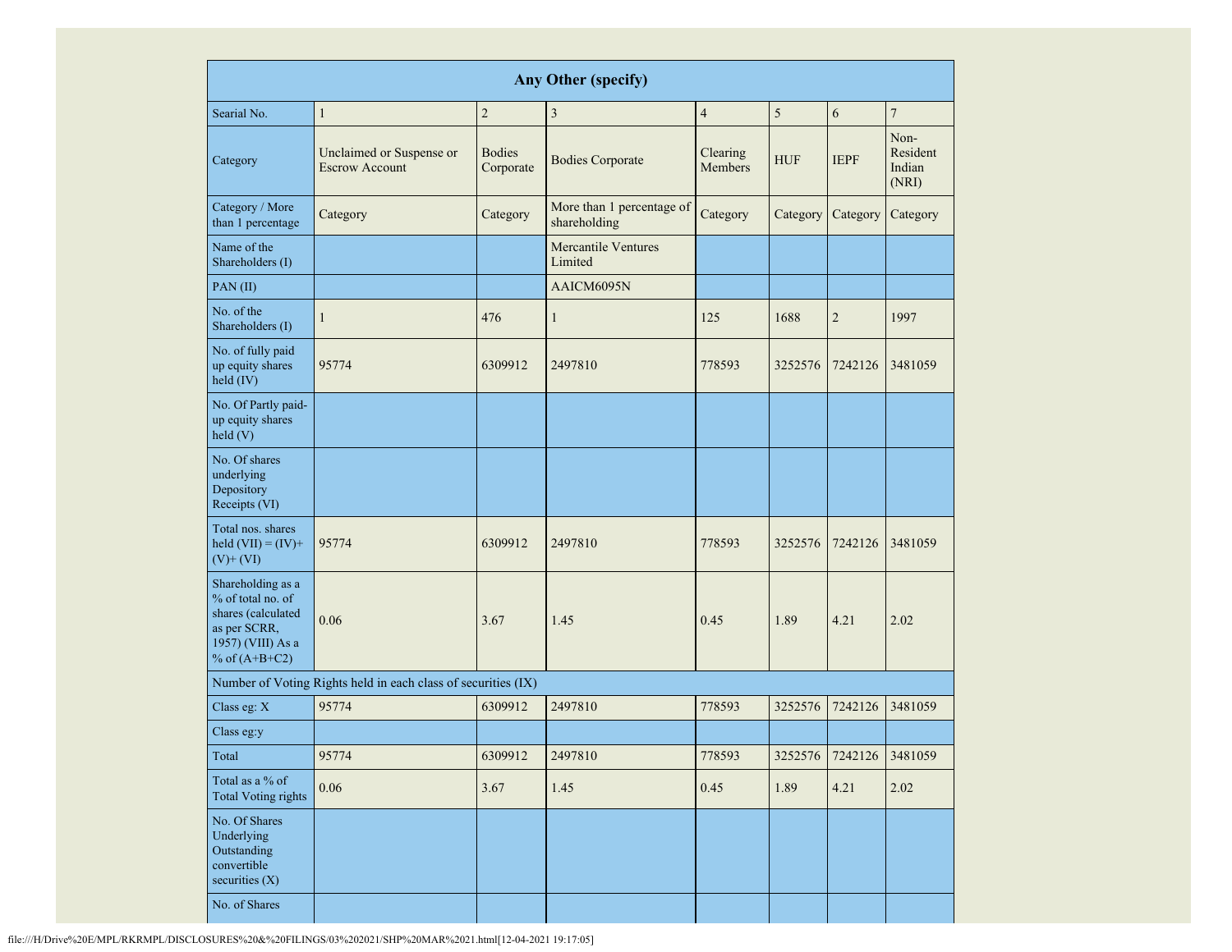| Any Other (specify) | | | | | | | |
|---|---|---|---|---|---|---|---|
| Searial No. | 1 | 2 | 3 | 4 | 5 | 6 | 7 |
| Category | Unclaimed or Suspense or Escrow Account | Bodies Corporate | Bodies Corporate | Clearing Members | HUF | IEPF | Non-Resident Indian (NRI) |
| Category / More than 1 percentage | Category | Category | More than 1 percentage of shareholding | Category | Category | Category | Category |
| Name of the Shareholders (I) | | | Mercantile Ventures Limited | | | | |
| PAN (II) | | | AAICM6095N | | | | |
| No. of the Shareholders (I) | 1 | 476 | 1 | 125 | 1688 | 2 | 1997 |
| No. of fully paid up equity shares held (IV) | 95774 | 6309912 | 2497810 | 778593 | 3252576 | 7242126 | 3481059 |
| No. Of Partly paid-up equity shares held (V) | | | | | | | |
| No. Of shares underlying Depository Receipts (VI) | | | | | | | |
| Total nos. shares held (VII) = (IV)+ (V)+ (VI) | 95774 | 6309912 | 2497810 | 778593 | 3252576 | 7242126 | 3481059 |
| Shareholding as a % of total no. of shares (calculated as per SCRR, 1957) (VIII) As a % of (A+B+C2) | 0.06 | 3.67 | 1.45 | 0.45 | 1.89 | 4.21 | 2.02 |
| Number of Voting Rights held in each class of securities (IX) | | | | | | | |
| Class eg: X | 95774 | 6309912 | 2497810 | 778593 | 3252576 | 7242126 | 3481059 |
| Class eg:y | | | | | | | |
| Total | 95774 | 6309912 | 2497810 | 778593 | 3252576 | 7242126 | 3481059 |
| Total as a % of Total Voting rights | 0.06 | 3.67 | 1.45 | 0.45 | 1.89 | 4.21 | 2.02 |
| No. Of Shares Underlying Outstanding convertible securities (X) | | | | | | | |
| No. of Shares | | | | | | | |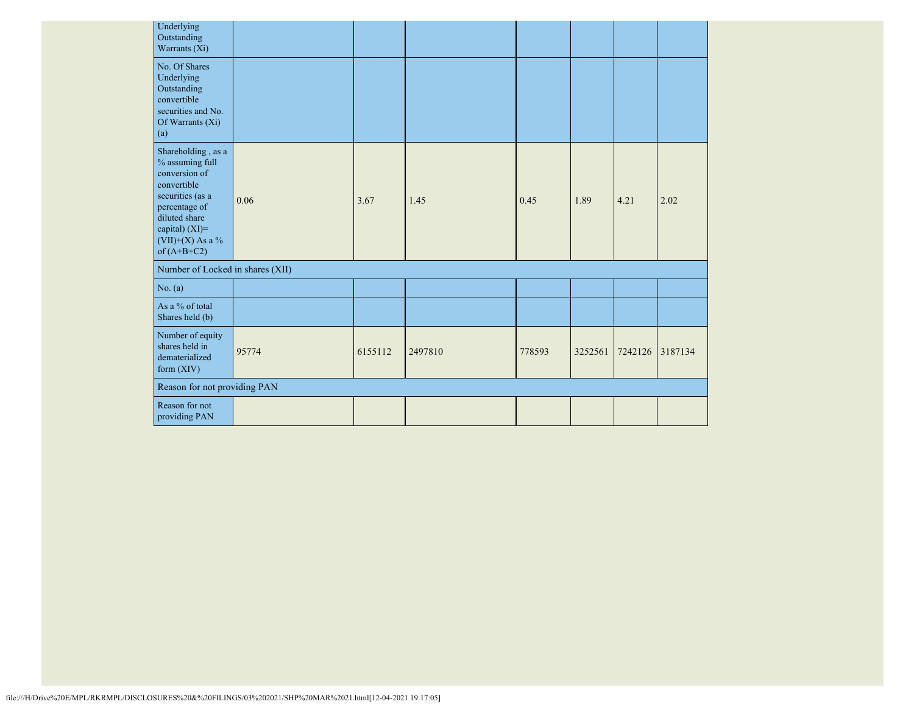| | | | | | | | |
|---|---|---|---|---|---|---|---|
| Underlying Outstanding Warrants (Xi) | | | | | | | |
| No. Of Shares Underlying Outstanding convertible securities and No. Of Warrants (Xi) (a) | | | | | | | |
| Shareholding , as a % assuming full conversion of convertible securities (as a percentage of diluted share capital) (XI)= (VII)+(X) As a % of (A+B+C2) | 0.06 | 3.67 | 1.45 | 0.45 | 1.89 | 4.21 | 2.02 |
| Number of Locked in shares (XII) | | | | | | | |
| No. (a) | | | | | | | |
| As a % of total Shares held (b) | | | | | | | |
| Number of equity shares held in dematerialized form (XIV) | 95774 | 6155112 | 2497810 | 778593 | 3252561 | 7242126 | 3187134 |
| Reason for not providing PAN | | | | | | | |
| Reason for not providing PAN | | | | | | | |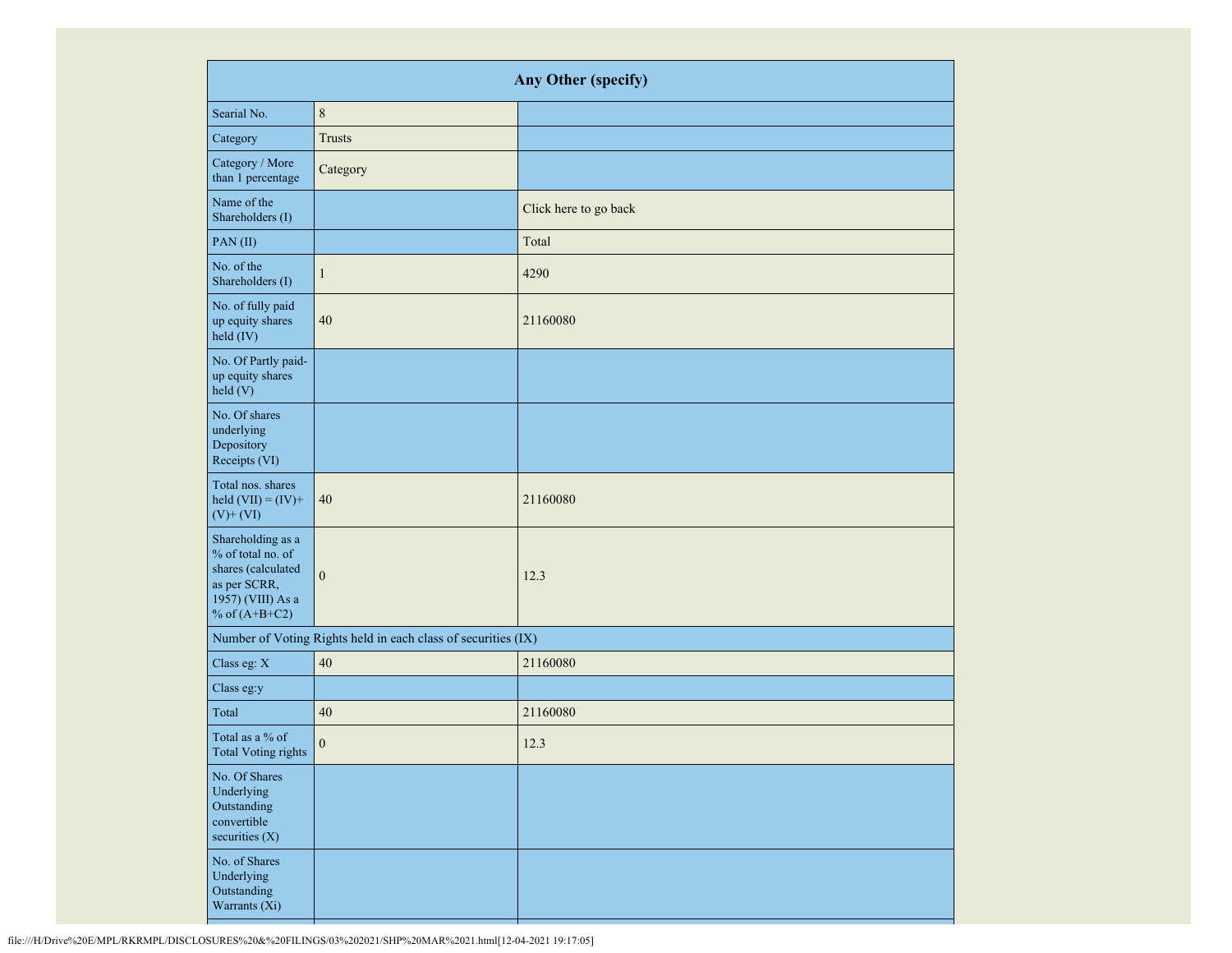| Any Other (specify) | | |
|---|---|---|
| Searial No. | 8 | |
| Category | Trusts | |
| Category / More than 1 percentage | Category | |
| Name of the Shareholders (I) | | Click here to go back |
| PAN (II) | | Total |
| No. of the Shareholders (I) | 1 | 4290 |
| No. of fully paid up equity shares held (IV) | 40 | 21160080 |
| No. Of Partly paid-up equity shares held (V) | | |
| No. Of shares underlying Depository Receipts (VI) | | |
| Total nos. shares held (VII) = (IV)+ (V)+ (VI) | 40 | 21160080 |
| Shareholding as a % of total no. of shares (calculated as per SCRR, 1957) (VIII) As a % of (A+B+C2) | 0 | 12.3 |
| Number of Voting Rights held in each class of securities (IX) | | |
| Class eg: X | 40 | 21160080 |
| Class eg:y | | |
| Total | 40 | 21160080 |
| Total as a % of Total Voting rights | 0 | 12.3 |
| No. Of Shares Underlying Outstanding convertible securities (X) | | |
| No. of Shares Underlying Outstanding Warrants (Xi) | | |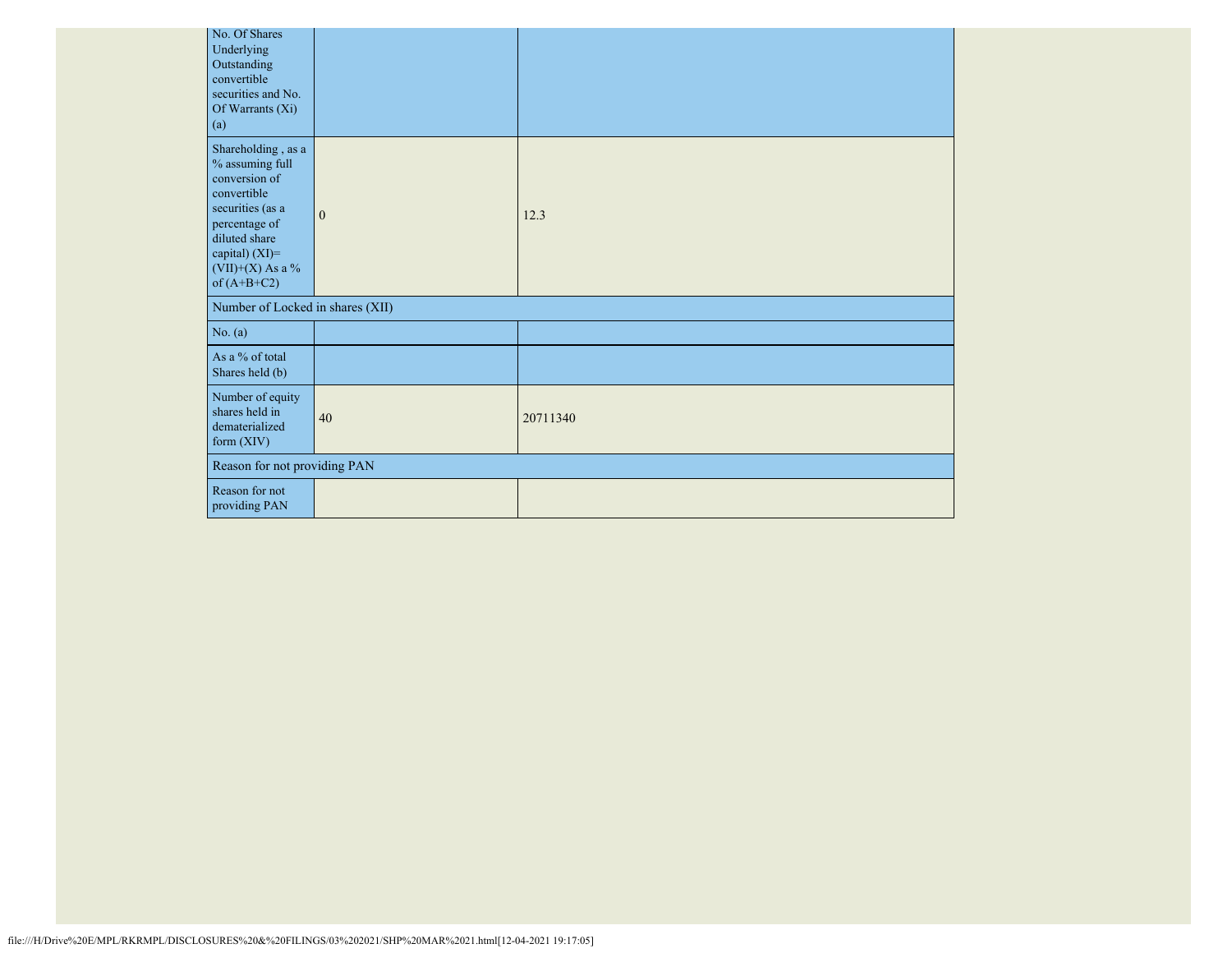| | | |
|---|---|---|
| No. Of Shares Underlying Outstanding convertible securities and No. Of Warrants (Xi) (a) | | |
| Shareholding , as a % assuming full conversion of convertible securities (as a percentage of diluted share capital) (XI)= (VII)+(X) As a % of (A+B+C2) | 0 | 12.3 |
| Number of Locked in shares (XII) | | |
| No. (a) | | |
| As a % of total Shares held (b) | | |
| Number of equity shares held in dematerialized form (XIV) | 40 | 20711340 |
| Reason for not providing PAN | | |
| Reason for not providing PAN | | |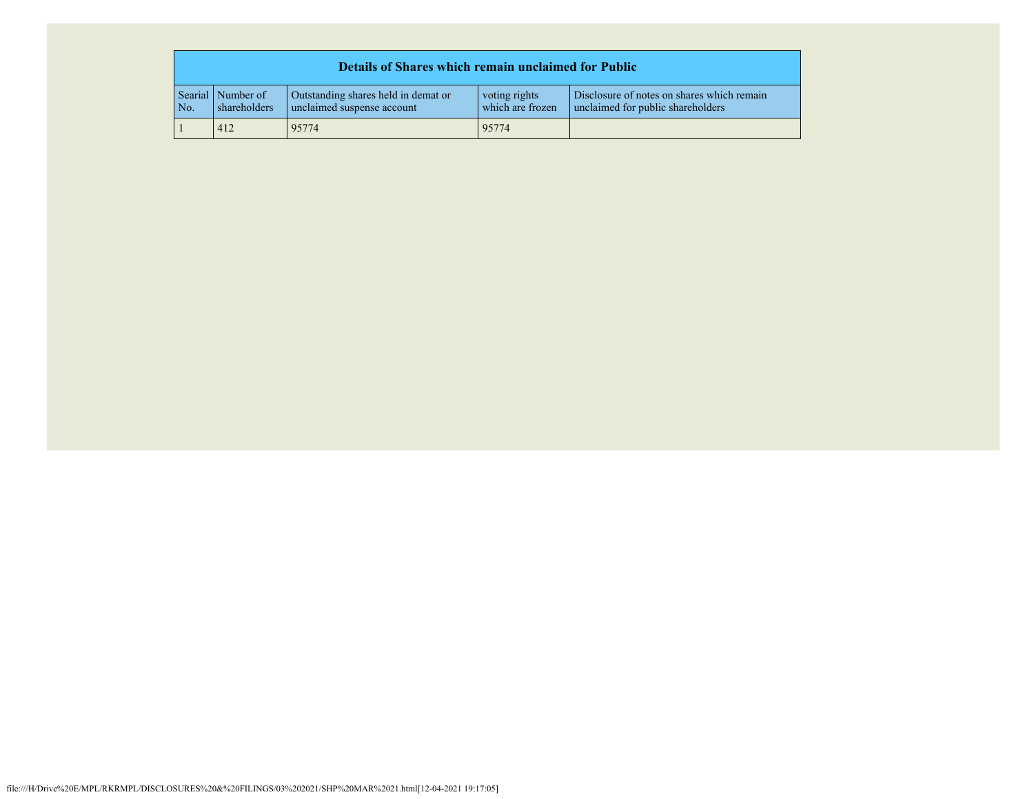| Details of Shares which remain unclaimed for Public | | | | |
|---|---|---|---|---|
| Searial No. | Number of shareholders | Outstanding shares held in demat or unclaimed suspense account | voting rights which are frozen | Disclosure of notes on shares which remain unclaimed for public shareholders |
| 1 | 412 | 95774 | 95774 | |